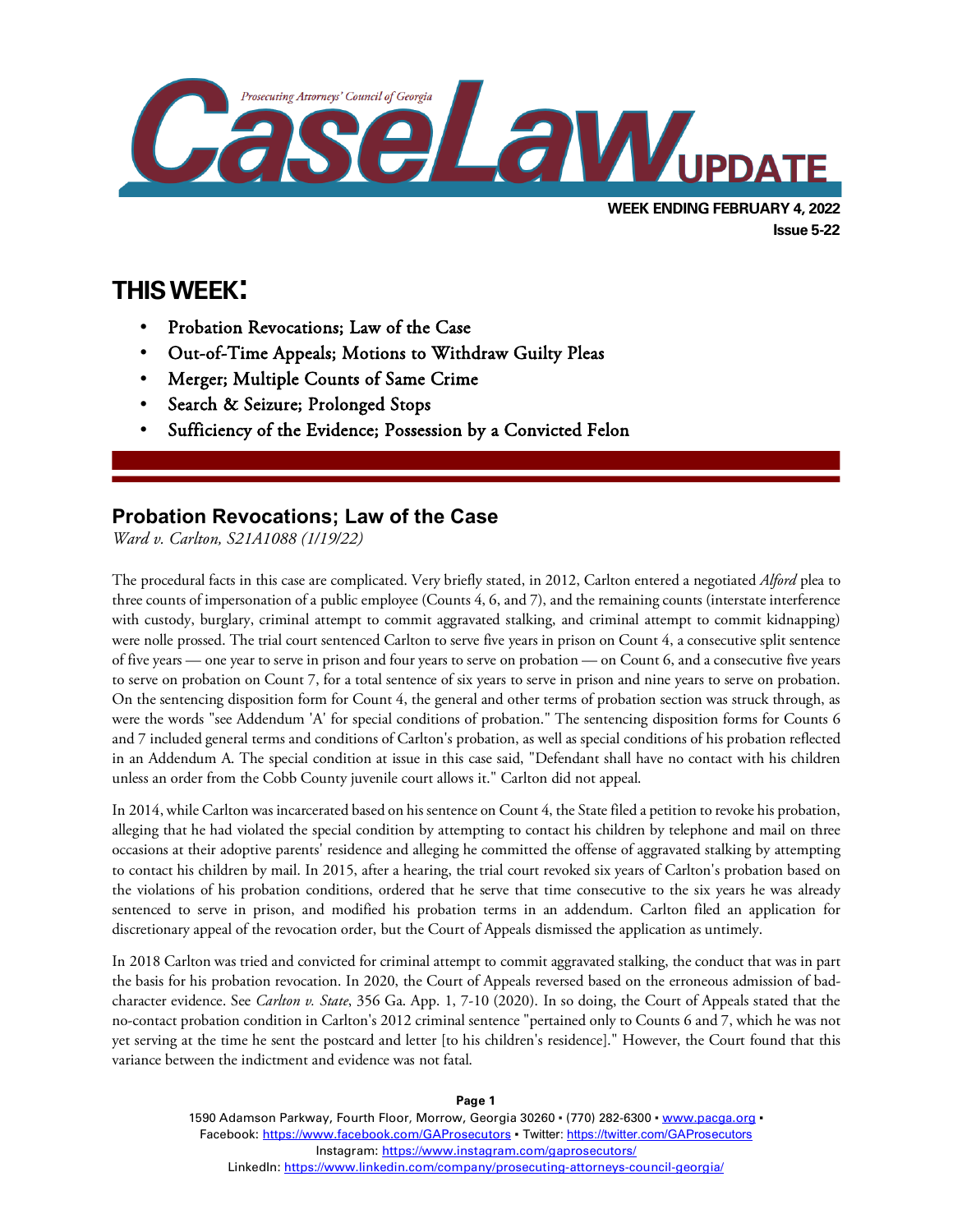# Prosecuting Attorneys' Council of Georgia CaseLaw UPDATE

**WEEK ENDING FEBRUARY 4, 2022**
**Issue 5-22**

## THIS WEEK:

- Probation Revocations; Law of the Case
- Out-of-Time Appeals; Motions to Withdraw Guilty Pleas
- Merger; Multiple Counts of Same Crime
- Search & Seizure; Prolonged Stops
- Sufficiency of the Evidence; Possession by a Convicted Felon

## Probation Revocations; Law of the Case

*Ward v. Carlton, S21A1088 (1/19/22)*

The procedural facts in this case are complicated. Very briefly stated, in 2012, Carlton entered a negotiated *Alford* plea to three counts of impersonation of a public employee (Counts 4, 6, and 7), and the remaining counts (interstate interference with custody, burglary, criminal attempt to commit aggravated stalking, and criminal attempt to commit kidnapping) were nolle prossed. The trial court sentenced Carlton to serve five years in prison on Count 4, a consecutive split sentence of five years — one year to serve in prison and four years to serve on probation — on Count 6, and a consecutive five years to serve on probation on Count 7, for a total sentence of six years to serve in prison and nine years to serve on probation. On the sentencing disposition form for Count 4, the general and other terms of probation section was struck through, as were the words "see Addendum 'A' for special conditions of probation." The sentencing disposition forms for Counts 6 and 7 included general terms and conditions of Carlton's probation, as well as special conditions of his probation reflected in an Addendum A. The special condition at issue in this case said, "Defendant shall have no contact with his children unless an order from the Cobb County juvenile court allows it." Carlton did not appeal.

In 2014, while Carlton was incarcerated based on his sentence on Count 4, the State filed a petition to revoke his probation, alleging that he had violated the special condition by attempting to contact his children by telephone and mail on three occasions at their adoptive parents' residence and alleging he committed the offense of aggravated stalking by attempting to contact his children by mail. In 2015, after a hearing, the trial court revoked six years of Carlton's probation based on the violations of his probation conditions, ordered that he serve that time consecutive to the six years he was already sentenced to serve in prison, and modified his probation terms in an addendum. Carlton filed an application for discretionary appeal of the revocation order, but the Court of Appeals dismissed the application as untimely.

In 2018 Carlton was tried and convicted for criminal attempt to commit aggravated stalking, the conduct that was in part the basis for his probation revocation. In 2020, the Court of Appeals reversed based on the erroneous admission of bad-character evidence. See *Carlton v. State*, 356 Ga. App. 1, 7-10 (2020). In so doing, the Court of Appeals stated that the no-contact probation condition in Carlton's 2012 criminal sentence "pertained only to Counts 6 and 7, which he was not yet serving at the time he sent the postcard and letter [to his children's residence]." However, the Court found that this variance between the indictment and evidence was not fatal.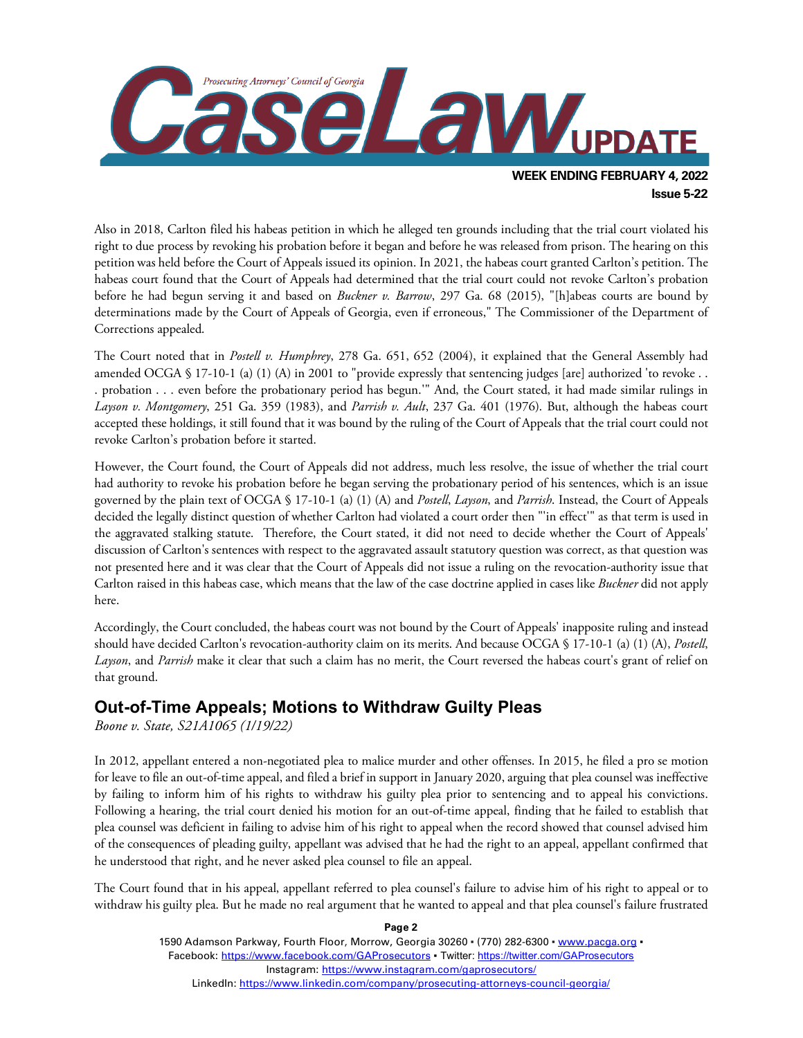Also in 2018, Carlton filed his habeas petition in which he alleged ten grounds including that the trial court violated his right to due process by revoking his probation before it began and before he was released from prison. The hearing on this petition was held before the Court of Appeals issued its opinion. In 2021, the habeas court granted Carlton's petition. The habeas court found that the Court of Appeals had determined that the trial court could not revoke Carlton's probation before he had begun serving it and based on *Buckner v. Barrow*, 297 Ga. 68 (2015), "[h]abeas courts are bound by determinations made by the Court of Appeals of Georgia, even if erroneous," The Commissioner of the Department of Corrections appealed.

The Court noted that in *Postell v. Humphrey*, 278 Ga. 651, 652 (2004), it explained that the General Assembly had amended OCGA § 17-10-1 (a) (1) (A) in 2001 to "provide expressly that sentencing judges [are] authorized 'to revoke . . . probation . . . even before the probationary period has begun.'" And, the Court stated, it had made similar rulings in *Layson v. Montgomery*, 251 Ga. 359 (1983), and *Parrish v. Ault*, 237 Ga. 401 (1976). But, although the habeas court accepted these holdings, it still found that it was bound by the ruling of the Court of Appeals that the trial court could not revoke Carlton's probation before it started.

However, the Court found, the Court of Appeals did not address, much less resolve, the issue of whether the trial court had authority to revoke his probation before he began serving the probationary period of his sentences, which is an issue governed by the plain text of OCGA § 17-10-1 (a) (1) (A) and *Postell*, *Layson*, and *Parrish*. Instead, the Court of Appeals decided the legally distinct question of whether Carlton had violated a court order then "'in effect'" as that term is used in the aggravated stalking statute. Therefore, the Court stated, it did not need to decide whether the Court of Appeals' discussion of Carlton's sentences with respect to the aggravated assault statutory question was correct, as that question was not presented here and it was clear that the Court of Appeals did not issue a ruling on the revocation-authority issue that Carlton raised in this habeas case, which means that the law of the case doctrine applied in cases like *Buckner* did not apply here.

Accordingly, the Court concluded, the habeas court was not bound by the Court of Appeals' inapposite ruling and instead should have decided Carlton's revocation-authority claim on its merits. And because OCGA § 17-10-1 (a) (1) (A), *Postell*, *Layson*, and *Parrish* make it clear that such a claim has no merit, the Court reversed the habeas court's grant of relief on that ground.

## Out-of-Time Appeals; Motions to Withdraw Guilty Pleas

*Boone v. State, S21A1065 (1/19/22)*

In 2012, appellant entered a non-negotiated plea to malice murder and other offenses. In 2015, he filed a pro se motion for leave to file an out-of-time appeal, and filed a brief in support in January 2020, arguing that plea counsel was ineffective by failing to inform him of his rights to withdraw his guilty plea prior to sentencing and to appeal his convictions. Following a hearing, the trial court denied his motion for an out-of-time appeal, finding that he failed to establish that plea counsel was deficient in failing to advise him of his right to appeal when the record showed that counsel advised him of the consequences of pleading guilty, appellant was advised that he had the right to an appeal, appellant confirmed that he understood that right, and he never asked plea counsel to file an appeal.

The Court found that in his appeal, appellant referred to plea counsel's failure to advise him of his right to appeal or to withdraw his guilty plea. But he made no real argument that he wanted to appeal and that plea counsel's failure frustrated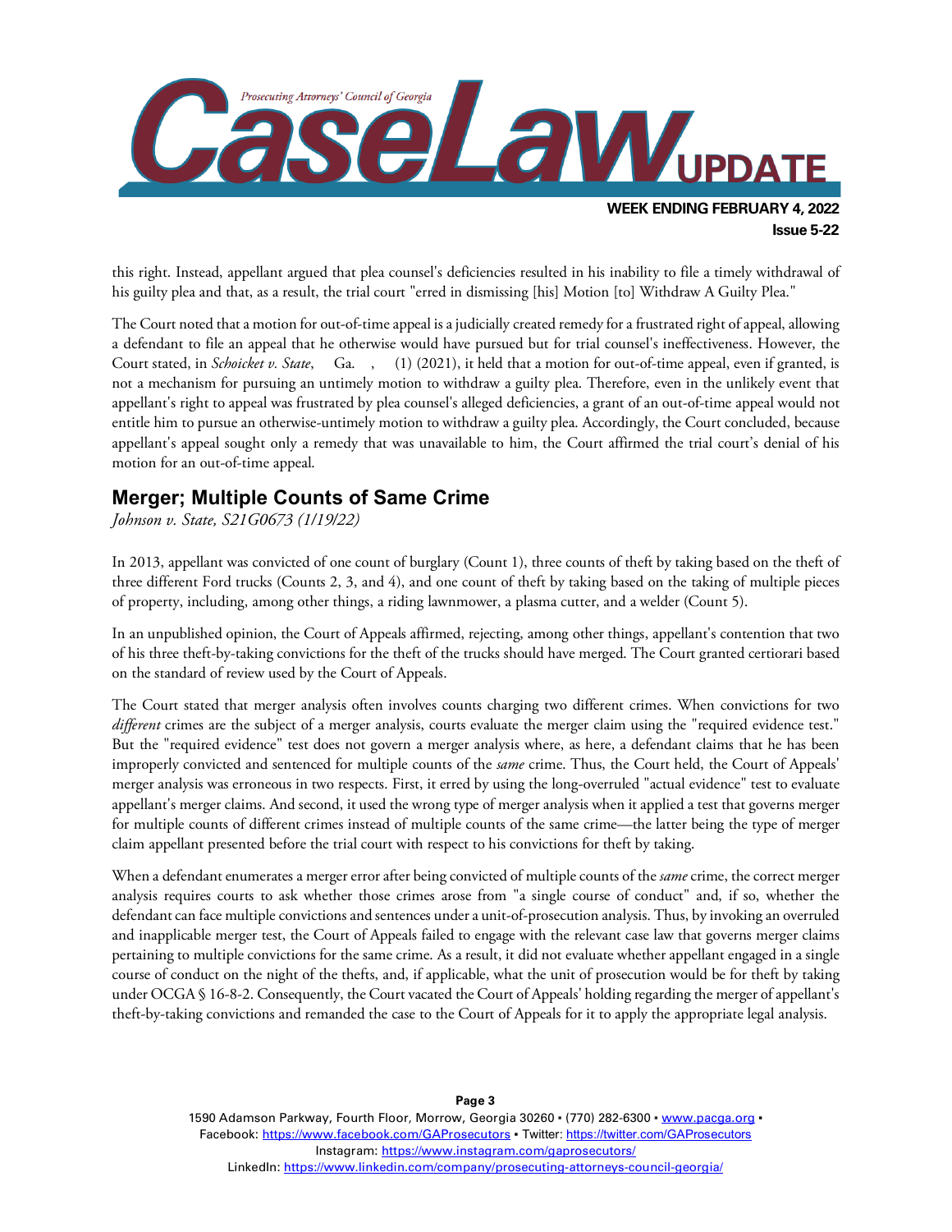this right. Instead, appellant argued that plea counsel's deficiencies resulted in his inability to file a timely withdrawal of his guilty plea and that, as a result, the trial court "erred in dismissing [his] Motion [to] Withdraw A Guilty Plea."

The Court noted that a motion for out-of-time appeal is a judicially created remedy for a frustrated right of appeal, allowing a defendant to file an appeal that he otherwise would have pursued but for trial counsel's ineffectiveness. However, the Court stated, in *Schoicket v. State*, Ga. , (1) (2021), it held that a motion for out-of-time appeal, even if granted, is not a mechanism for pursuing an untimely motion to withdraw a guilty plea. Therefore, even in the unlikely event that appellant's right to appeal was frustrated by plea counsel's alleged deficiencies, a grant of an out-of-time appeal would not entitle him to pursue an otherwise-untimely motion to withdraw a guilty plea. Accordingly, the Court concluded, because appellant's appeal sought only a remedy that was unavailable to him, the Court affirmed the trial court's denial of his motion for an out-of-time appeal.

## Merger; Multiple Counts of Same Crime

*Johnson v. State, S21G0673 (1/19/22)*

In 2013, appellant was convicted of one count of burglary (Count 1), three counts of theft by taking based on the theft of three different Ford trucks (Counts 2, 3, and 4), and one count of theft by taking based on the taking of multiple pieces of property, including, among other things, a riding lawnmower, a plasma cutter, and a welder (Count 5).

In an unpublished opinion, the Court of Appeals affirmed, rejecting, among other things, appellant's contention that two of his three theft-by-taking convictions for the theft of the trucks should have merged. The Court granted certiorari based on the standard of review used by the Court of Appeals.

The Court stated that merger analysis often involves counts charging two different crimes. When convictions for two *different* crimes are the subject of a merger analysis, courts evaluate the merger claim using the "required evidence test." But the "required evidence" test does not govern a merger analysis where, as here, a defendant claims that he has been improperly convicted and sentenced for multiple counts of the *same* crime. Thus, the Court held, the Court of Appeals' merger analysis was erroneous in two respects. First, it erred by using the long-overruled "actual evidence" test to evaluate appellant's merger claims. And second, it used the wrong type of merger analysis when it applied a test that governs merger for multiple counts of different crimes instead of multiple counts of the same crime—the latter being the type of merger claim appellant presented before the trial court with respect to his convictions for theft by taking.

When a defendant enumerates a merger error after being convicted of multiple counts of the *same* crime, the correct merger analysis requires courts to ask whether those crimes arose from "a single course of conduct" and, if so, whether the defendant can face multiple convictions and sentences under a unit-of-prosecution analysis. Thus, by invoking an overruled and inapplicable merger test, the Court of Appeals failed to engage with the relevant case law that governs merger claims pertaining to multiple convictions for the same crime. As a result, it did not evaluate whether appellant engaged in a single course of conduct on the night of the thefts, and, if applicable, what the unit of prosecution would be for theft by taking under OCGA § 16-8-2. Consequently, the Court vacated the Court of Appeals' holding regarding the merger of appellant's theft-by-taking convictions and remanded the case to the Court of Appeals for it to apply the appropriate legal analysis.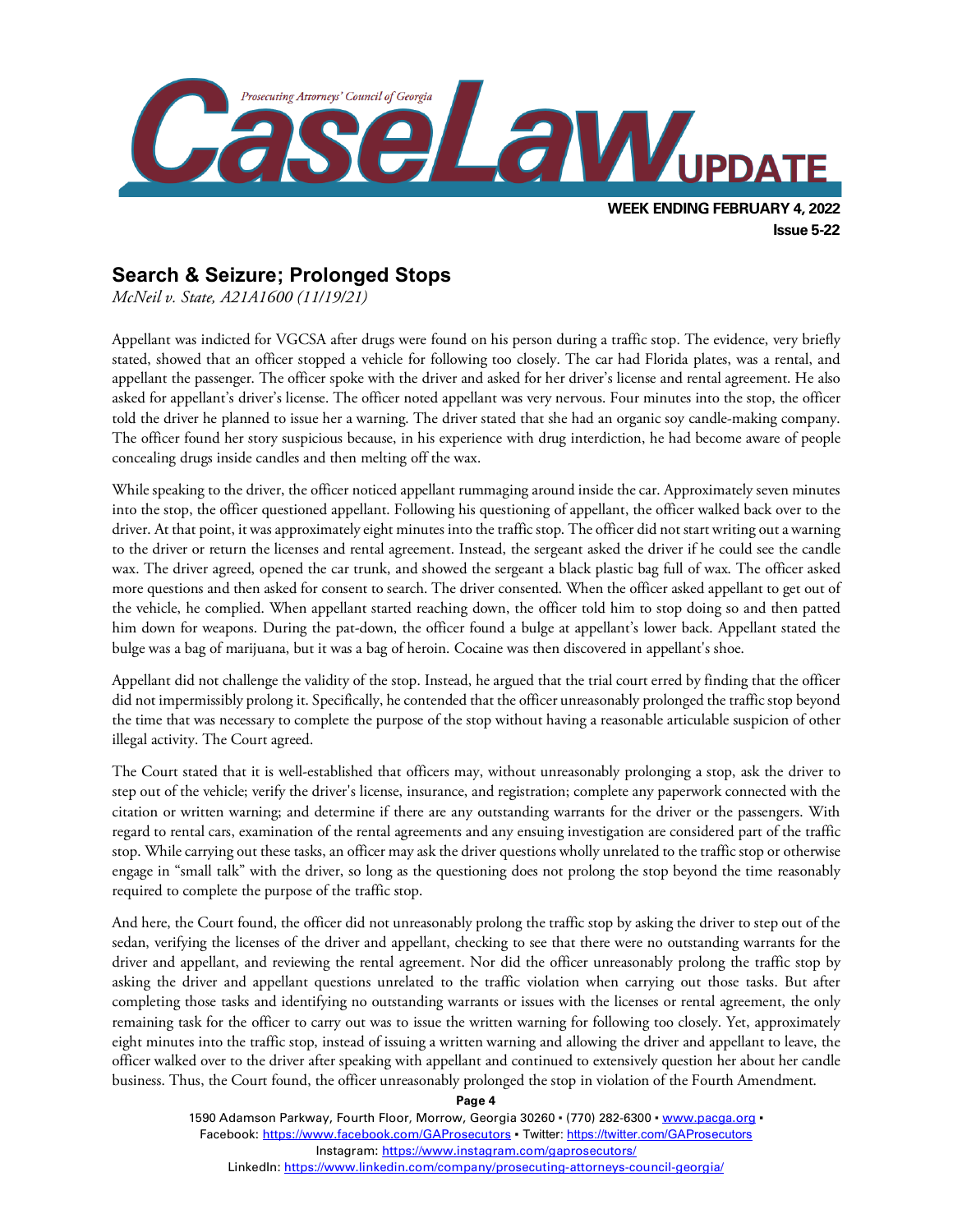## Search & Seizure; Prolonged Stops

*McNeil v. State, A21A1600 (11/19/21)*

Appellant was indicted for VGCSA after drugs were found on his person during a traffic stop. The evidence, very briefly stated, showed that an officer stopped a vehicle for following too closely. The car had Florida plates, was a rental, and appellant the passenger. The officer spoke with the driver and asked for her driver's license and rental agreement. He also asked for appellant's driver's license. The officer noted appellant was very nervous. Four minutes into the stop, the officer told the driver he planned to issue her a warning. The driver stated that she had an organic soy candle-making company. The officer found her story suspicious because, in his experience with drug interdiction, he had become aware of people concealing drugs inside candles and then melting off the wax.

While speaking to the driver, the officer noticed appellant rummaging around inside the car. Approximately seven minutes into the stop, the officer questioned appellant. Following his questioning of appellant, the officer walked back over to the driver. At that point, it was approximately eight minutes into the traffic stop. The officer did not start writing out a warning to the driver or return the licenses and rental agreement. Instead, the sergeant asked the driver if he could see the candle wax. The driver agreed, opened the car trunk, and showed the sergeant a black plastic bag full of wax. The officer asked more questions and then asked for consent to search. The driver consented. When the officer asked appellant to get out of the vehicle, he complied. When appellant started reaching down, the officer told him to stop doing so and then patted him down for weapons. During the pat-down, the officer found a bulge at appellant's lower back. Appellant stated the bulge was a bag of marijuana, but it was a bag of heroin. Cocaine was then discovered in appellant's shoe.

Appellant did not challenge the validity of the stop. Instead, he argued that the trial court erred by finding that the officer did not impermissibly prolong it. Specifically, he contended that the officer unreasonably prolonged the traffic stop beyond the time that was necessary to complete the purpose of the stop without having a reasonable articulable suspicion of other illegal activity. The Court agreed.

The Court stated that it is well-established that officers may, without unreasonably prolonging a stop, ask the driver to step out of the vehicle; verify the driver's license, insurance, and registration; complete any paperwork connected with the citation or written warning; and determine if there are any outstanding warrants for the driver or the passengers. With regard to rental cars, examination of the rental agreements and any ensuing investigation are considered part of the traffic stop. While carrying out these tasks, an officer may ask the driver questions wholly unrelated to the traffic stop or otherwise engage in "small talk" with the driver, so long as the questioning does not prolong the stop beyond the time reasonably required to complete the purpose of the traffic stop.

And here, the Court found, the officer did not unreasonably prolong the traffic stop by asking the driver to step out of the sedan, verifying the licenses of the driver and appellant, checking to see that there were no outstanding warrants for the driver and appellant, and reviewing the rental agreement. Nor did the officer unreasonably prolong the traffic stop by asking the driver and appellant questions unrelated to the traffic violation when carrying out those tasks. But after completing those tasks and identifying no outstanding warrants or issues with the licenses or rental agreement, the only remaining task for the officer to carry out was to issue the written warning for following too closely. Yet, approximately eight minutes into the traffic stop, instead of issuing a written warning and allowing the driver and appellant to leave, the officer walked over to the driver after speaking with appellant and continued to extensively question her about her candle business. Thus, the Court found, the officer unreasonably prolonged the stop in violation of the Fourth Amendment.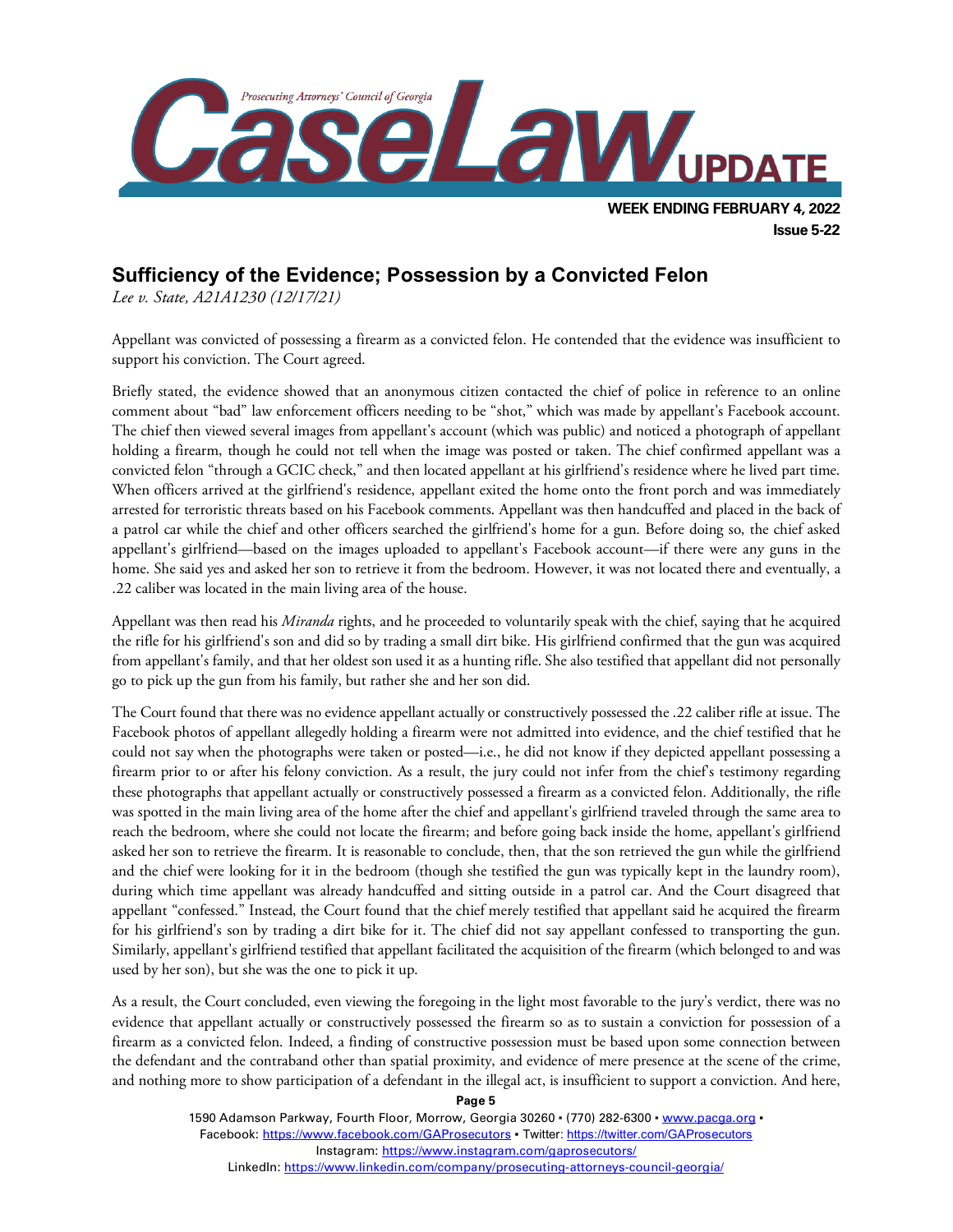## Sufficiency of the Evidence; Possession by a Convicted Felon

*Lee v. State, A21A1230 (12/17/21)*

Appellant was convicted of possessing a firearm as a convicted felon. He contended that the evidence was insufficient to support his conviction. The Court agreed.

Briefly stated, the evidence showed that an anonymous citizen contacted the chief of police in reference to an online comment about "bad" law enforcement officers needing to be "shot," which was made by appellant's Facebook account. The chief then viewed several images from appellant's account (which was public) and noticed a photograph of appellant holding a firearm, though he could not tell when the image was posted or taken. The chief confirmed appellant was a convicted felon "through a GCIC check," and then located appellant at his girlfriend's residence where he lived part time. When officers arrived at the girlfriend's residence, appellant exited the home onto the front porch and was immediately arrested for terroristic threats based on his Facebook comments. Appellant was then handcuffed and placed in the back of a patrol car while the chief and other officers searched the girlfriend's home for a gun. Before doing so, the chief asked appellant's girlfriend—based on the images uploaded to appellant's Facebook account—if there were any guns in the home. She said yes and asked her son to retrieve it from the bedroom. However, it was not located there and eventually, a .22 caliber was located in the main living area of the house.

Appellant was then read his *Miranda* rights, and he proceeded to voluntarily speak with the chief, saying that he acquired the rifle for his girlfriend's son and did so by trading a small dirt bike. His girlfriend confirmed that the gun was acquired from appellant's family, and that her oldest son used it as a hunting rifle. She also testified that appellant did not personally go to pick up the gun from his family, but rather she and her son did.

The Court found that there was no evidence appellant actually or constructively possessed the .22 caliber rifle at issue. The Facebook photos of appellant allegedly holding a firearm were not admitted into evidence, and the chief testified that he could not say when the photographs were taken or posted—i.e., he did not know if they depicted appellant possessing a firearm prior to or after his felony conviction. As a result, the jury could not infer from the chief's testimony regarding these photographs that appellant actually or constructively possessed a firearm as a convicted felon. Additionally, the rifle was spotted in the main living area of the home after the chief and appellant's girlfriend traveled through the same area to reach the bedroom, where she could not locate the firearm; and before going back inside the home, appellant's girlfriend asked her son to retrieve the firearm. It is reasonable to conclude, then, that the son retrieved the gun while the girlfriend and the chief were looking for it in the bedroom (though she testified the gun was typically kept in the laundry room), during which time appellant was already handcuffed and sitting outside in a patrol car. And the Court disagreed that appellant "confessed." Instead, the Court found that the chief merely testified that appellant said he acquired the firearm for his girlfriend's son by trading a dirt bike for it. The chief did not say appellant confessed to transporting the gun. Similarly, appellant's girlfriend testified that appellant facilitated the acquisition of the firearm (which belonged to and was used by her son), but she was the one to pick it up.

As a result, the Court concluded, even viewing the foregoing in the light most favorable to the jury's verdict, there was no evidence that appellant actually or constructively possessed the firearm so as to sustain a conviction for possession of a firearm as a convicted felon. Indeed, a finding of constructive possession must be based upon some connection between the defendant and the contraband other than spatial proximity, and evidence of mere presence at the scene of the crime, and nothing more to show participation of a defendant in the illegal act, is insufficient to support a conviction. And here,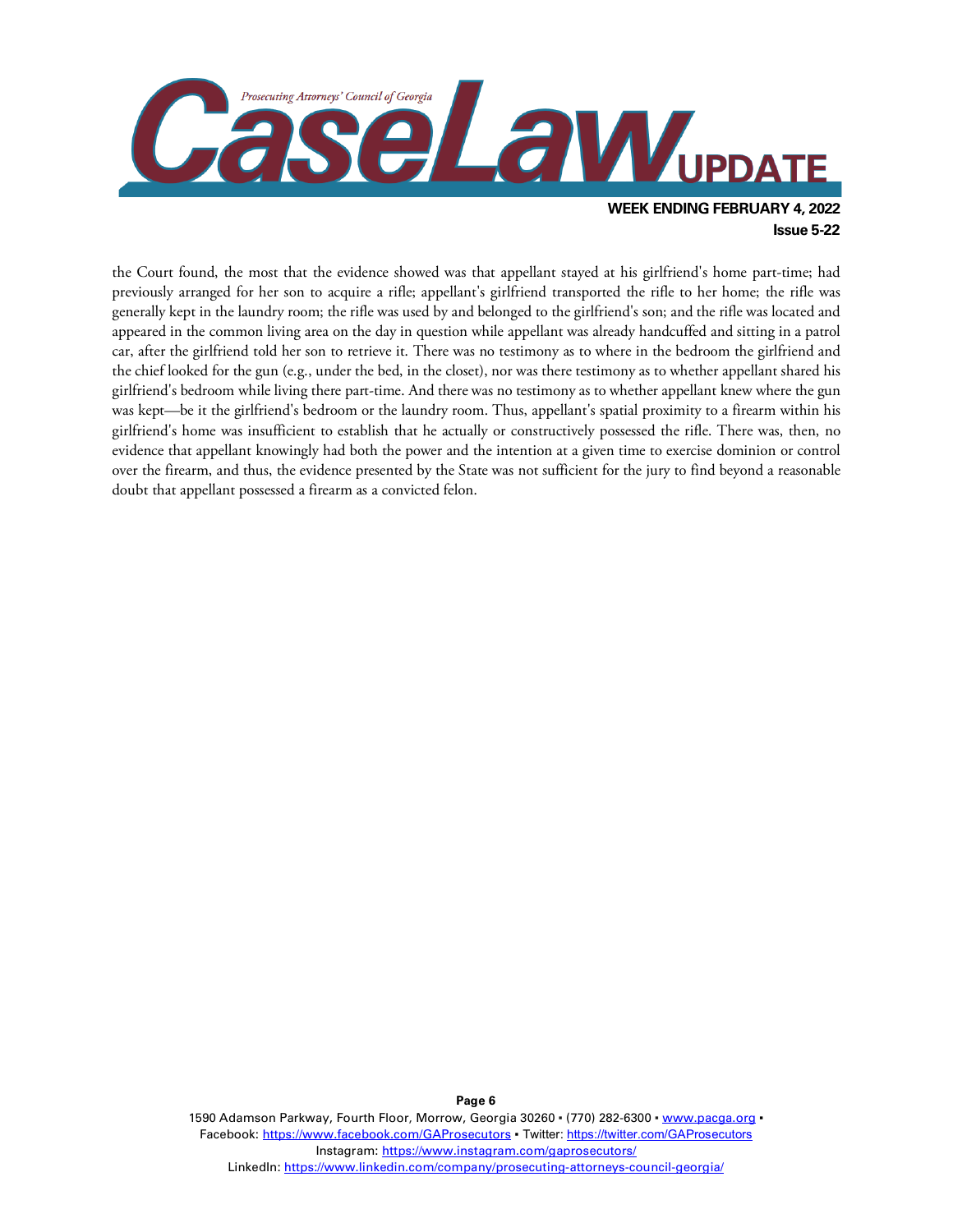the Court found, the most that the evidence showed was that appellant stayed at his girlfriend's home part-time; had previously arranged for her son to acquire a rifle; appellant's girlfriend transported the rifle to her home; the rifle was generally kept in the laundry room; the rifle was used by and belonged to the girlfriend's son; and the rifle was located and appeared in the common living area on the day in question while appellant was already handcuffed and sitting in a patrol car, after the girlfriend told her son to retrieve it. There was no testimony as to where in the bedroom the girlfriend and the chief looked for the gun (e.g., under the bed, in the closet), nor was there testimony as to whether appellant shared his girlfriend's bedroom while living there part-time. And there was no testimony as to whether appellant knew where the gun was kept—be it the girlfriend's bedroom or the laundry room. Thus, appellant's spatial proximity to a firearm within his girlfriend's home was insufficient to establish that he actually or constructively possessed the rifle. There was, then, no evidence that appellant knowingly had both the power and the intention at a given time to exercise dominion or control over the firearm, and thus, the evidence presented by the State was not sufficient for the jury to find beyond a reasonable doubt that appellant possessed a firearm as a convicted felon.